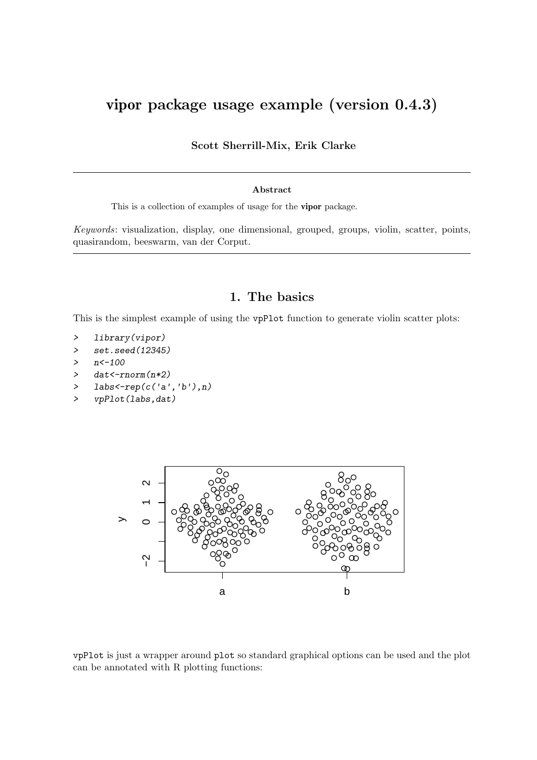# vipor package usage example (version 0.4.3)

**Scott Sherrill-Mix, Erik Clarke**

---

**Abstract**

This is a collection of examples of usage for the **vipor** package.

*Keywords*: visualization, display, one dimensional, grouped, groups, violin, scatter, points, quasirandom, beeswarm, van der Corput.

---

## 1. The basics

This is the simplest example of using the vpPlot function to generate violin scatter plots:

```
> library(vipor)
> set.seed(12345)
> n<-100
> dat<-rnorm(n*2)
> labs<-rep(c('a','b'),n)
> vpPlot(labs,dat)
```

vpPlot is just a wrapper around plot so standard graphical options can be used and the plot can be annotated with R plotting functions: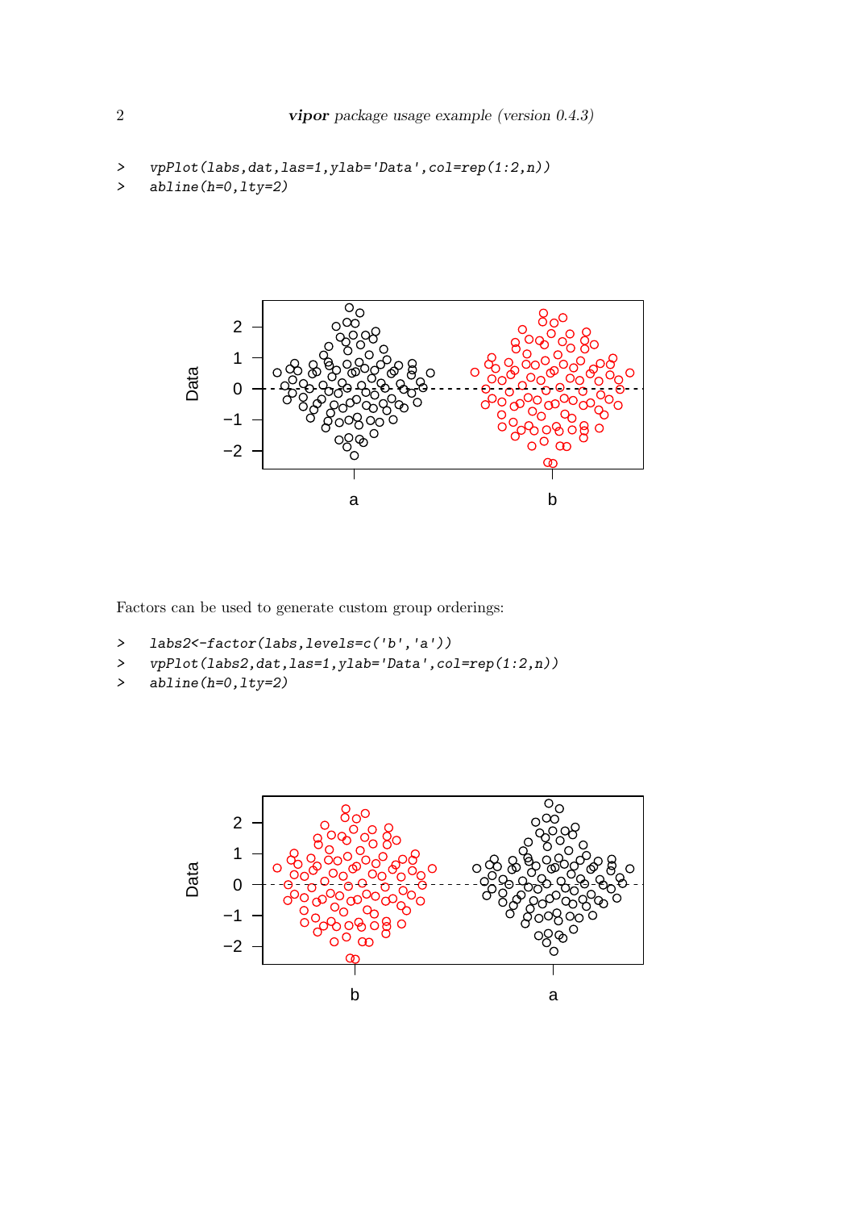```
> vpPlot(labs,dat,las=1,ylab='Data',col=rep(1:2,n))
> abline(h=0,lty=2)
```

Factors can be used to generate custom group orderings:

```
> labs2<-factor(labs,levels=c('b','a'))
> vpPlot(labs2,dat,las=1,ylab='Data',col=rep(1:2,n))
> abline(h=0,lty=2)
```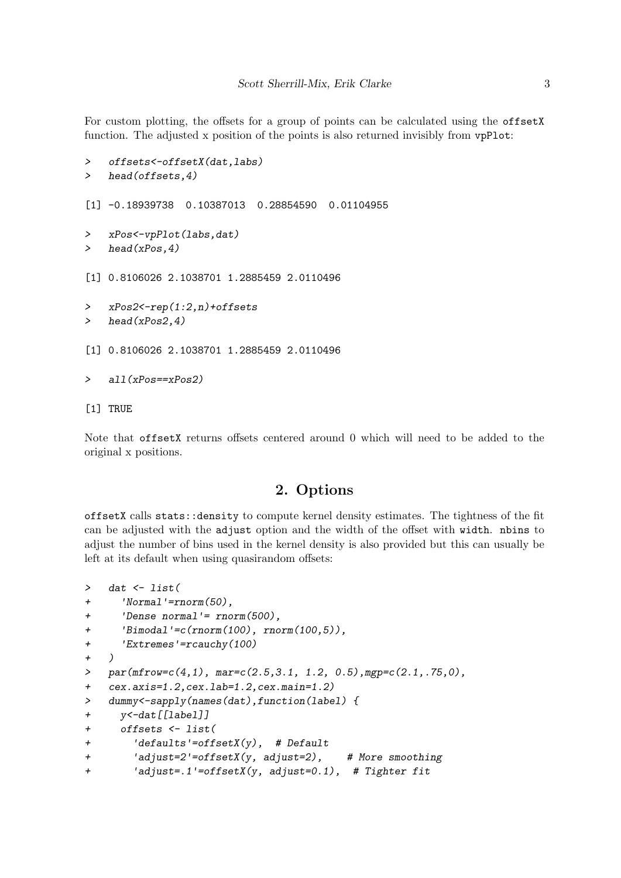For custom plotting, the offsets for a group of points can be calculated using the `offsetX` function. The adjusted x position of the points is also returned invisibly from `vpPlot`:

```
>   offsets<-offsetX(dat,labs)
>   head(offsets,4)

[1] -0.18939738  0.10387013  0.28854590  0.01104955

>   xPos<-vpPlot(labs,dat)
>   head(xPos,4)

[1] 0.8106026 2.1038701 1.2885459 2.0110496

>   xPos2<-rep(1:2,n)+offsets
>   head(xPos2,4)

[1] 0.8106026 2.1038701 1.2885459 2.0110496

>   all(xPos==xPos2)

[1] TRUE
```

Note that `offsetX` returns offsets centered around 0 which will need to be added to the original x positions.

## 2. Options

`offsetX` calls `stats::density` to compute kernel density estimates. The tightness of the fit can be adjusted with the `adjust` option and the width of the offset with `width`. `nbins` to adjust the number of bins used in the kernel density is also provided but this can usually be left at its default when using quasirandom offsets:

```
>   dat <- list(
+     'Normal'=rnorm(50),
+     'Dense normal'= rnorm(500),
+     'Bimodal'=c(rnorm(100), rnorm(100,5)),
+     'Extremes'=rcauchy(100)
+   )
>   par(mfrow=c(4,1), mar=c(2.5,3.1, 1.2, 0.5),mgp=c(2.1,.75,0),
+   cex.axis=1.2,cex.lab=1.2,cex.main=1.2)
>   dummy<-sapply(names(dat),function(label) {
+     y<-dat[[label]]
+     offsets <- list(
+       'defaults'=offsetX(y),  # Default
+       'adjust=2'=offsetX(y, adjust=2),    # More smoothing
+       'adjust=.1'=offsetX(y, adjust=0.1),  # Tighter fit
```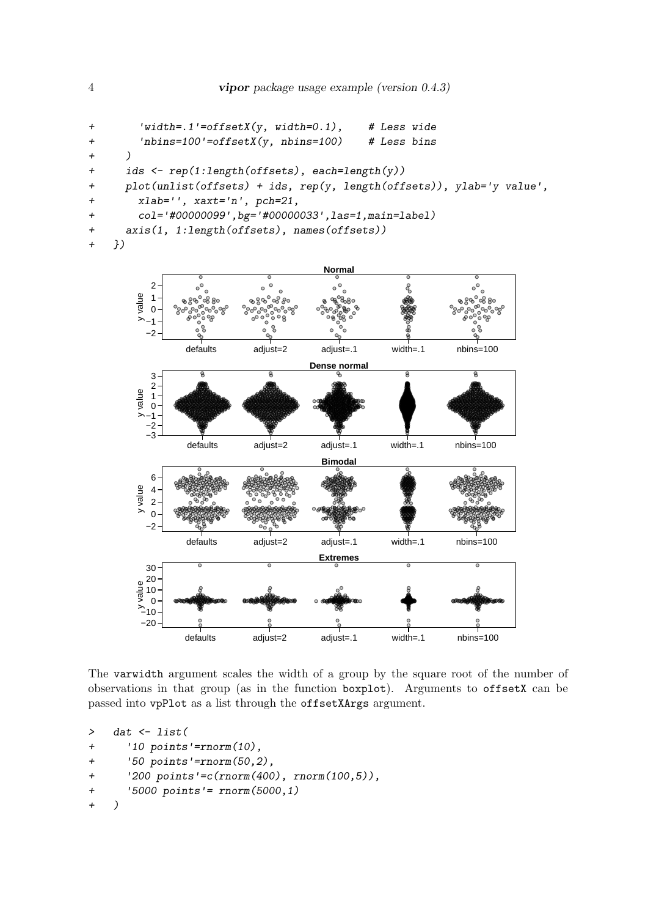```
+       'width=.1'=offsetX(y, width=0.1),    # Less wide
+       'nbins=100'=offsetX(y, nbins=100)    # Less bins
+     )
+     ids <- rep(1:length(offsets), each=length(y))
+     plot(unlist(offsets) + ids, rep(y, length(offsets)), ylab='y value',
+       xlab='', xaxt='n', pch=21,
+       col='#00000099',bg='#00000033',las=1,main=label)
+     axis(1, 1:length(offsets), names(offsets))
+   })
```

The varwidth argument scales the width of a group by the square root of the number of observations in that group (as in the function boxplot). Arguments to offsetX can be passed into vpPlot as a list through the offsetXArgs argument.

```
>   dat <- list(
+     '10 points'=rnorm(10),
+     '50 points'=rnorm(50,2),
+     '200 points'=c(rnorm(400), rnorm(100,5)),
+     '5000 points'= rnorm(5000,1)
+   )
```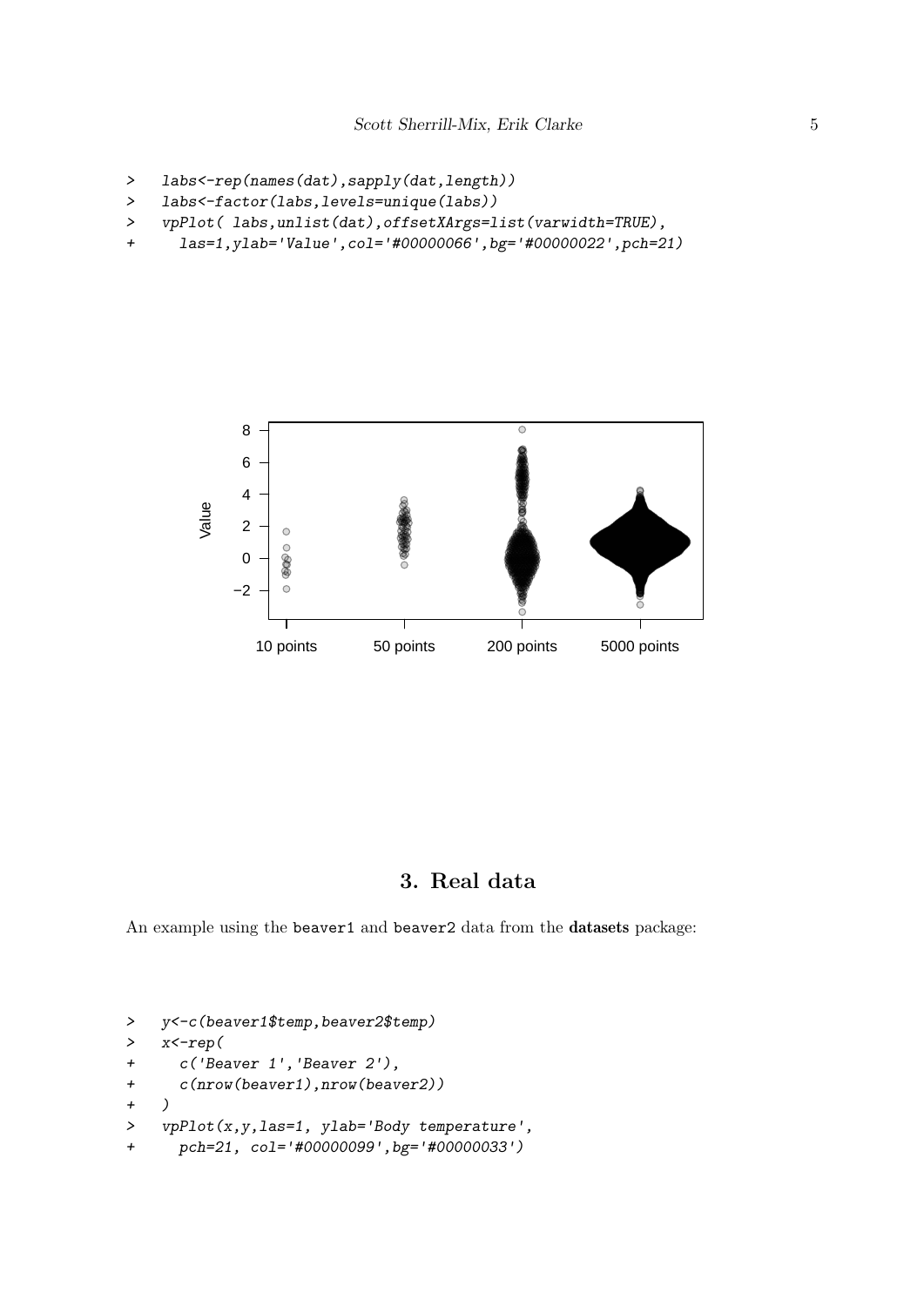```
> labs<-rep(names(dat),sapply(dat,length))
> labs<-factor(labs,levels=unique(labs))
> vpPlot( labs,unlist(dat),offsetXArgs=list(varwidth=TRUE),
+   las=1,ylab='Value',col='#00000066',bg='#00000022',pch=21)
```

## 3. Real data

An example using the beaver1 and beaver2 data from the **datasets** package:

```
> y<-c(beaver1$temp,beaver2$temp)
> x<-rep(
+   c('Beaver 1','Beaver 2'),
+   c(nrow(beaver1),nrow(beaver2))
+ )
> vpPlot(x,y,las=1, ylab='Body temperature',
+   pch=21, col='#00000099',bg='#00000033')
```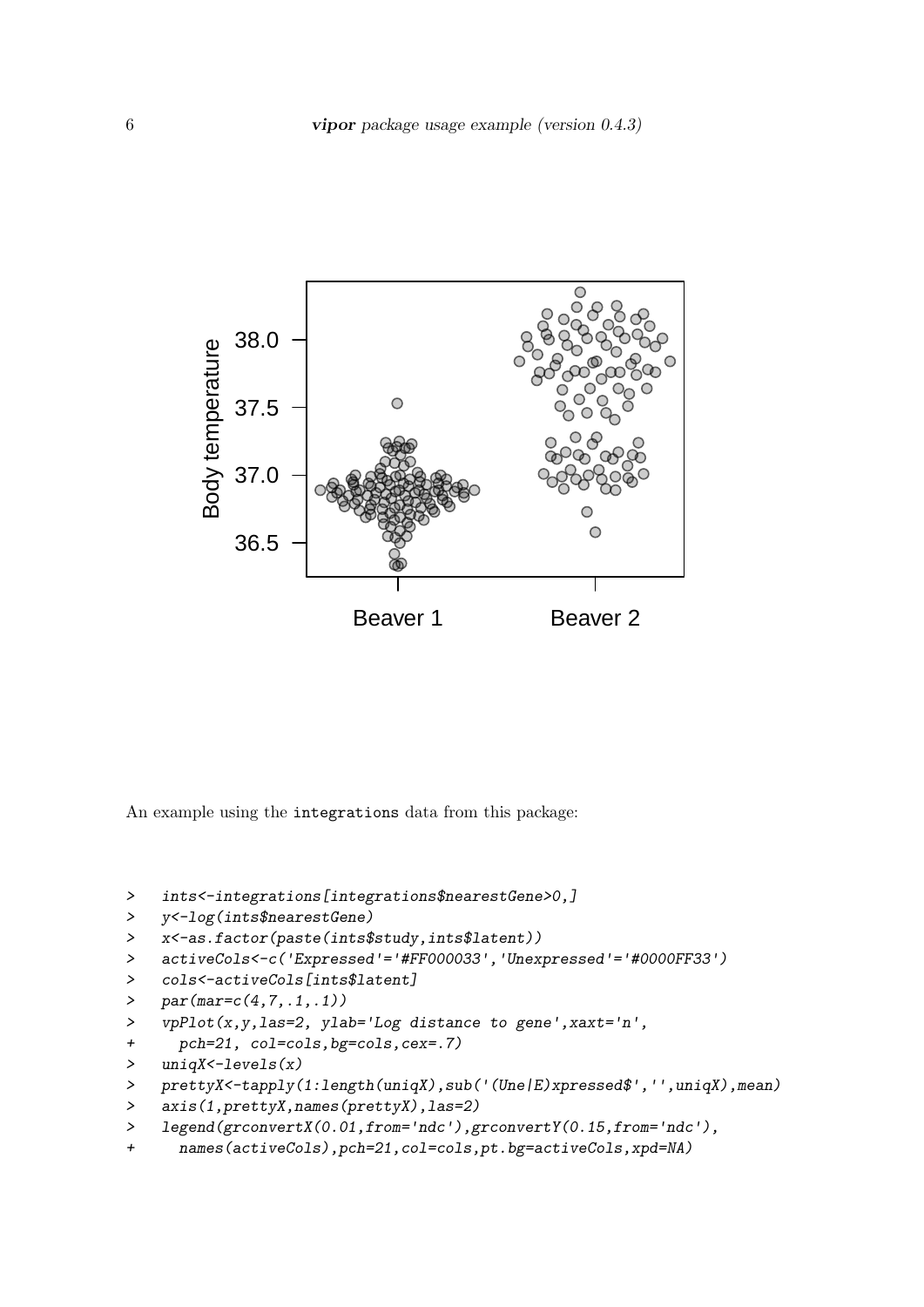An example using the integrations data from this package:

```
> ints<-integrations[integrations$nearestGene>0,]
> y<-log(ints$nearestGene)
> x<-as.factor(paste(ints$study,ints$latent))
> activeCols<-c('Expressed'='#FF000033','Unexpressed'='#0000FF33')
> cols<-activeCols[ints$latent]
> par(mar=c(4,7,.1,.1))
> vpPlot(x,y,las=2, ylab='Log distance to gene',xaxt='n',
+   pch=21, col=cols,bg=cols,cex=.7)
> uniqX<-levels(x)
> prettyX<-tapply(1:length(uniqX),sub('(Une|E)xpressed$','',uniqX),mean)
> axis(1,prettyX,names(prettyX),las=2)
> legend(grconvertX(0.01,from='ndc'),grconvertY(0.15,from='ndc'),
+   names(activeCols),pch=21,col=cols,pt.bg=activeCols,xpd=NA)
```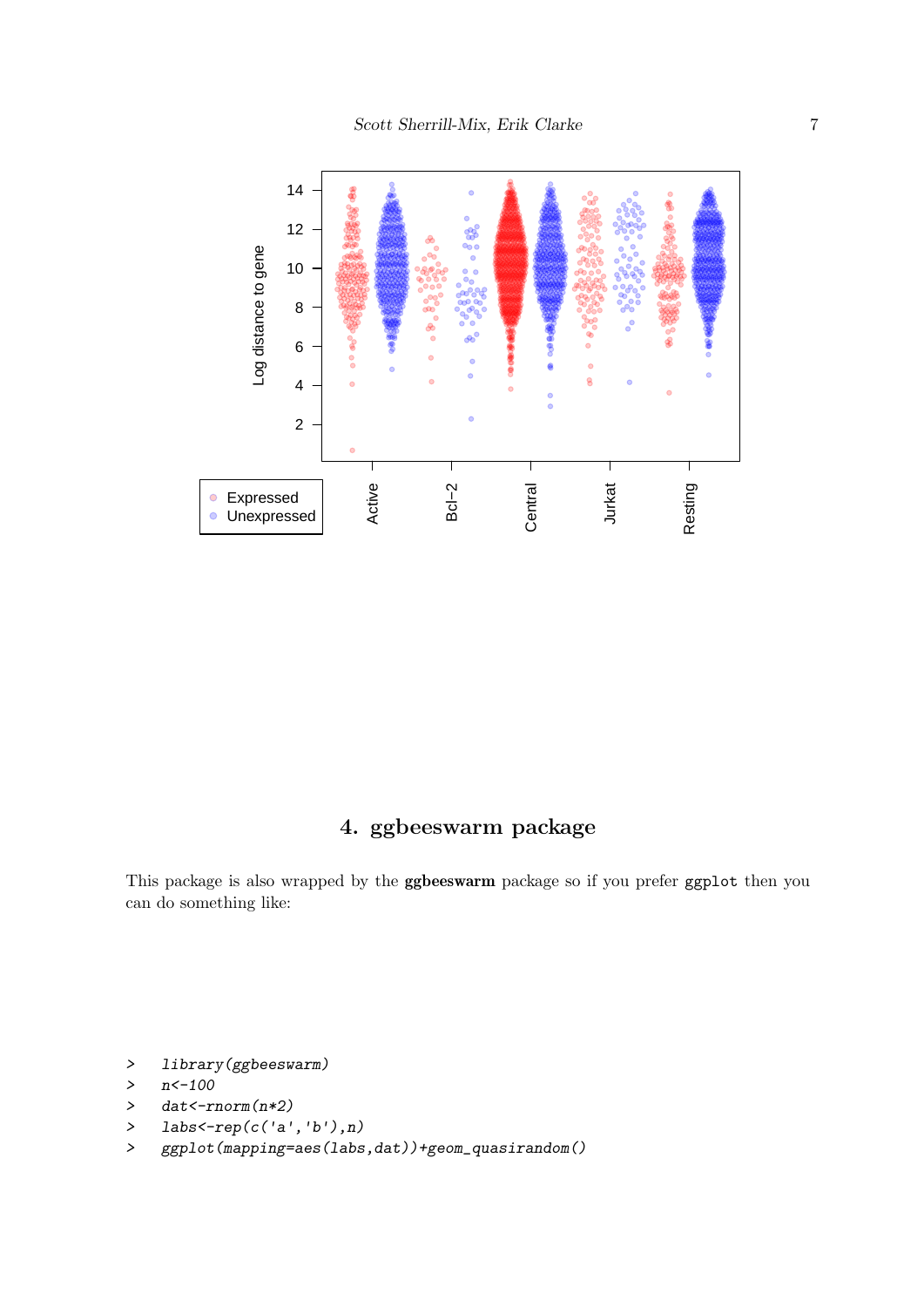## 4. ggbeeswarm package

This package is also wrapped by the **ggbeeswarm** package so if you prefer `ggplot` then you can do something like:

```
> library(ggbeeswarm)
> n<-100
> dat<-rnorm(n*2)
> labs<-rep(c('a','b'),n)
> ggplot(mapping=aes(labs,dat))+geom_quasirandom()
```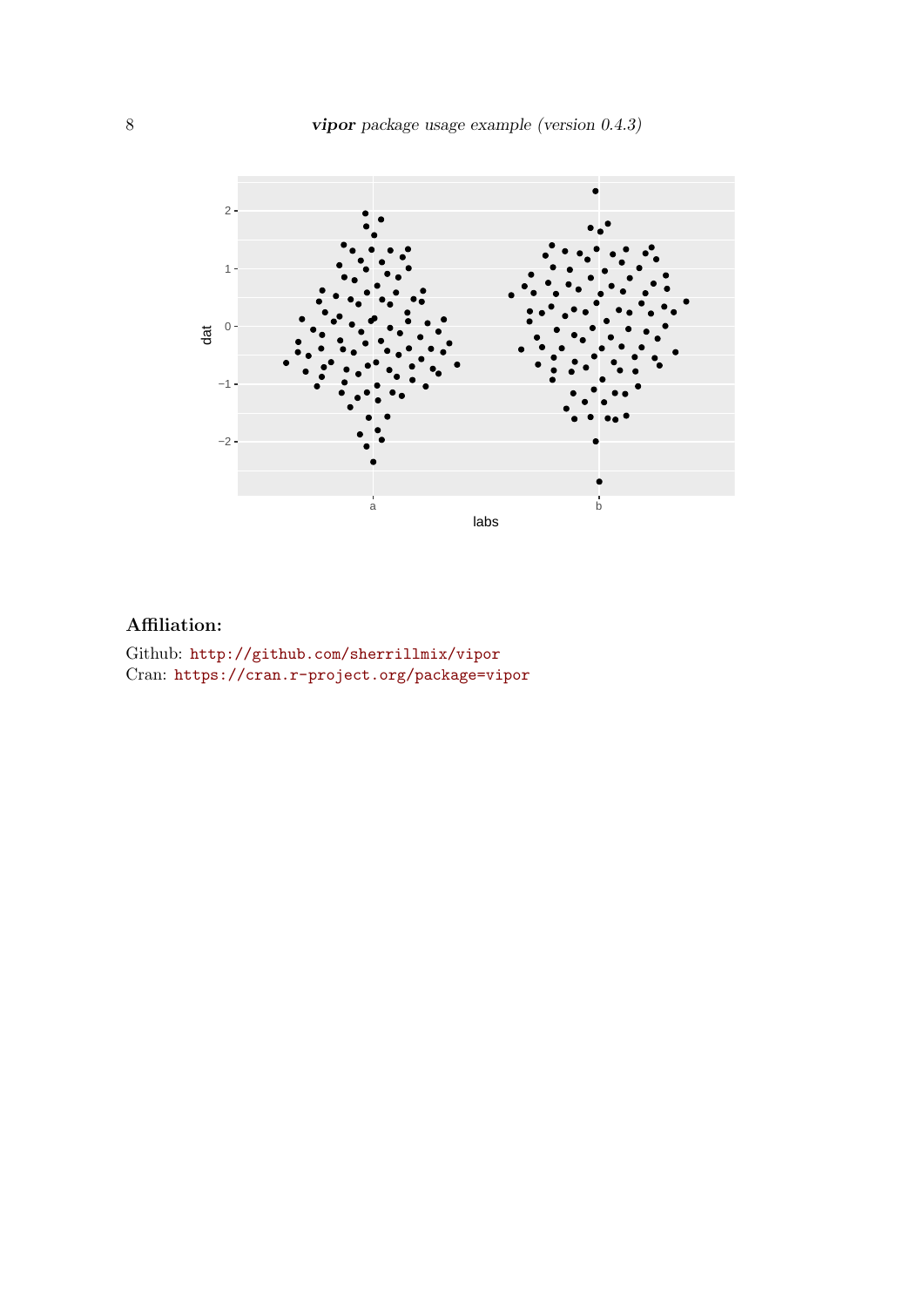2
1
0
−1
−2
dat
a
b
labs

**Affiliation:**

Github: http://github.com/sherrillmix/vipor
Cran: https://cran.r-project.org/package=vipor